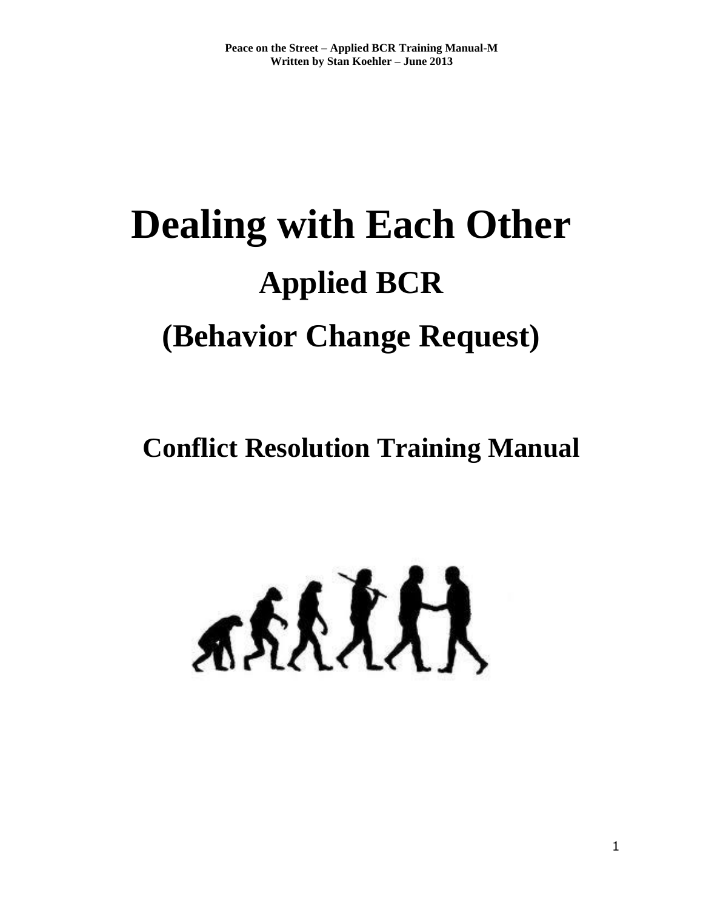# Dealing with Each Other

## Applied BCR

## (Behavior Change Request)

## Conflict Resolution Training Manual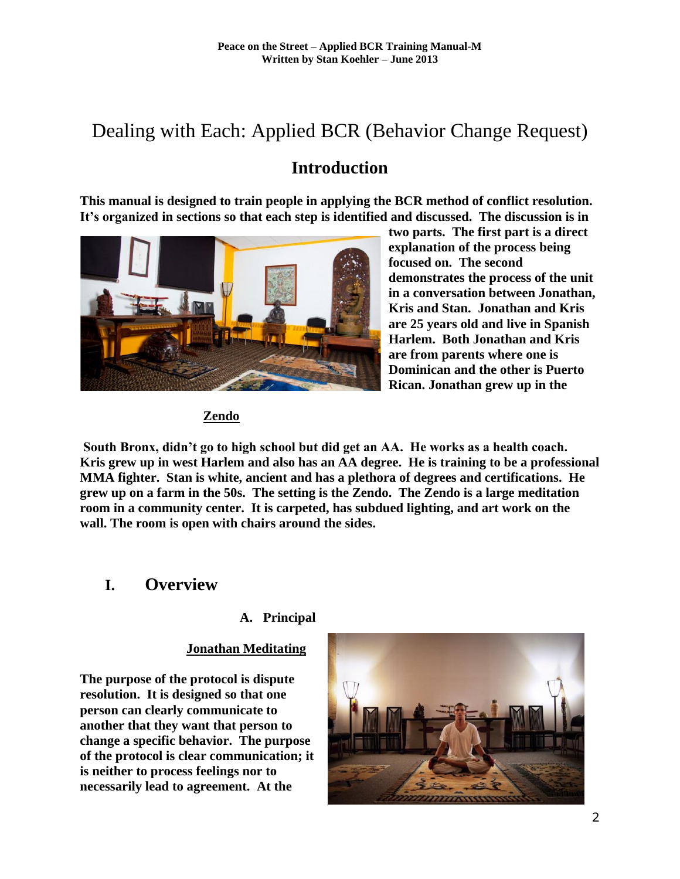# Dealing with Each: Applied BCR (Behavior Change Request)

## Introduction

**This manual is designed to train people in applying the BCR method of conflict resolution. It's organized in sections so that each step is identified and discussed. The discussion is in two parts. The first part is a direct explanation of the process being focused on. The second demonstrates the process of the unit in a conversation between Jonathan, Kris and Stan. Jonathan and Kris are 25 years old and live in Spanish Harlem. Both Jonathan and Kris are from parents where one is Dominican and the other is Puerto Rican. Jonathan grew up in the South Bronx, didn't go to high school but did get an AA. He works as a health coach. Kris grew up in west Harlem and also has an AA degree. He is training to be a professional MMA fighter. Stan is white, ancient and has a plethora of degrees and certifications. He grew up on a farm in the 50s. The setting is the Zendo. The Zendo is a large meditation room in a community center. It is carpeted, has subdued lighting, and art work on the wall. The room is open with chairs around the sides.**

**Zendo**

## I. Overview

### A. Principal

**Jonathan Meditating**

**The purpose of the protocol is dispute resolution. It is designed so that one person can clearly communicate to another that they want that person to change a specific behavior. The purpose of the protocol is clear communication; it is neither to process feelings nor to necessarily lead to agreement. At the**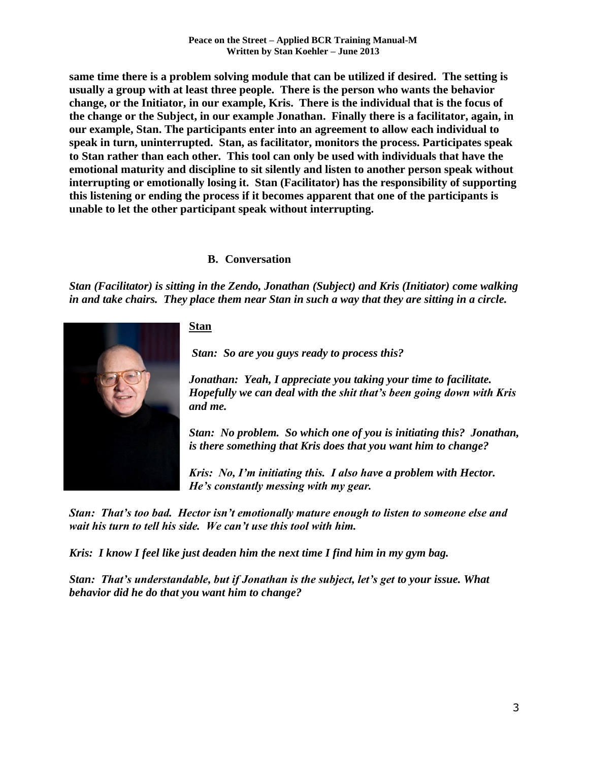**same time there is a problem solving module that can be utilized if desired. The setting is usually a group with at least three people. There is the person who wants the behavior change, or the Initiator, in our example, Kris. There is the individual that is the focus of the change or the Subject, in our example Jonathan. Finally there is a facilitator, again, in our example, Stan. The participants enter into an agreement to allow each individual to speak in turn, uninterrupted. Stan, as facilitator, monitors the process. Participates speak to Stan rather than each other. This tool can only be used with individuals that have the emotional maturity and discipline to sit silently and listen to another person speak without interrupting or emotionally losing it. Stan (Facilitator) has the responsibility of supporting this listening or ending the process if it becomes apparent that one of the participants is unable to let the other participant speak without interrupting.**

## B. Conversation

***Stan (Facilitator) is sitting in the Zendo, Jonathan (Subject) and Kris (Initiator) come walking in and take chairs. They place them near Stan in such a way that they are sitting in a circle.***

**Stan**

***Stan: So are you guys ready to process this?***

***Jonathan: Yeah, I appreciate you taking your time to facilitate. Hopefully we can deal with the shit that's been going down with Kris and me.***

***Stan: No problem. So which one of you is initiating this? Jonathan, is there something that Kris does that you want him to change?***

***Kris: No, I'm initiating this. I also have a problem with Hector. He's constantly messing with my gear.***

***Stan: That's too bad. Hector isn't emotionally mature enough to listen to someone else and wait his turn to tell his side. We can't use this tool with him.***

***Kris: I know I feel like just deaden him the next time I find him in my gym bag.***

***Stan: That's understandable, but if Jonathan is the subject, let's get to your issue. What behavior did he do that you want him to change?***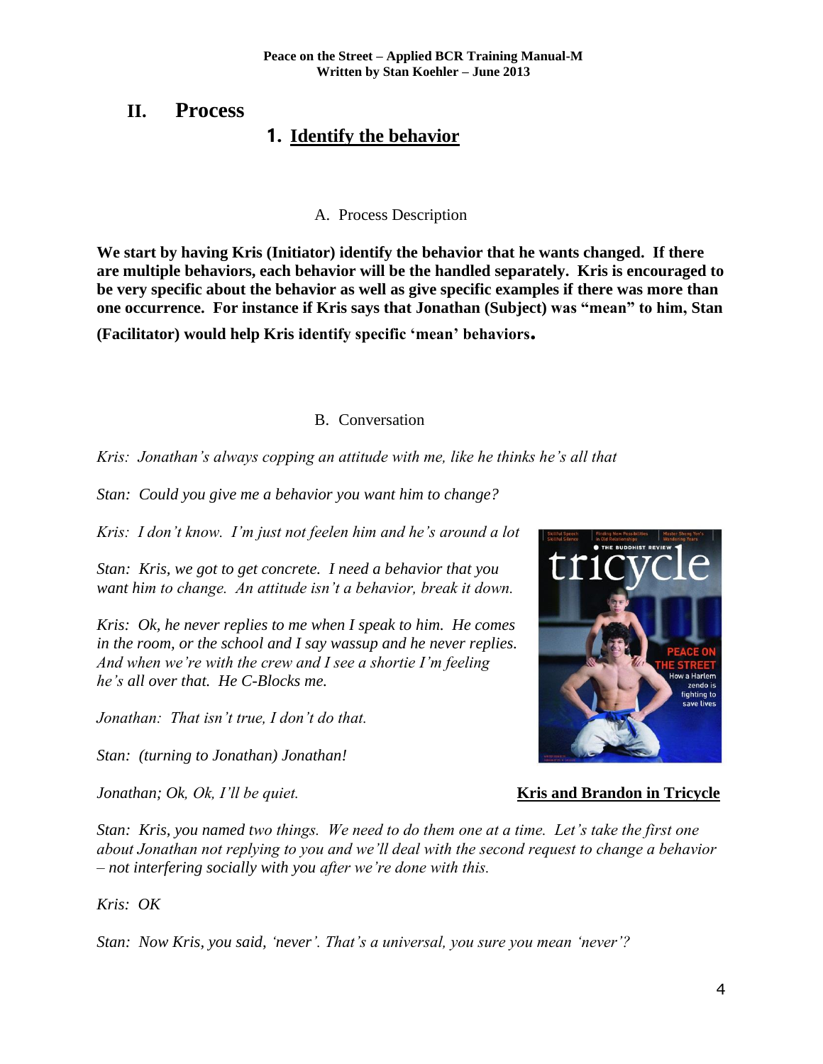# II. Process

## 1. Identify the behavior

### A. Process Description

**We start by having Kris (Initiator) identify the behavior that he wants changed. If there are multiple behaviors, each behavior will be the handled separately. Kris is encouraged to be very specific about the behavior as well as give specific examples if there was more than one occurrence. For instance if Kris says that Jonathan (Subject) was "mean" to him, Stan (Facilitator) would help Kris identify specific 'mean' behaviors.**

### B. Conversation

*Kris: Jonathan's always copping an attitude with me, like he thinks he's all that*

*Stan: Could you give me a behavior you want him to change?*

*Kris: I don't know. I'm just not feelen him and he's around a lot*

*Stan: Kris, we got to get concrete. I need a behavior that you want him to change. An attitude isn't a behavior, break it down.*

*Kris: Ok, he never replies to me when I speak to him. He comes in the room, or the school and I say wassup and he never replies. And when we're with the crew and I see a shortie I'm feeling he's all over that. He C-Blocks me.*

*Jonathan: That isn't true, I don't do that.*

*Stan: (turning to Jonathan) Jonathan!*

*Jonathan; Ok, Ok, I'll be quiet.*

**Kris and Brandon in Tricycle**

*Stan: Kris, you named two things. We need to do them one at a time. Let's take the first one about Jonathan not replying to you and we'll deal with the second request to change a behavior – not interfering socially with you after we're done with this.*

*Kris: OK*

*Stan: Now Kris, you said, 'never'. That's a universal, you sure you mean 'never'?*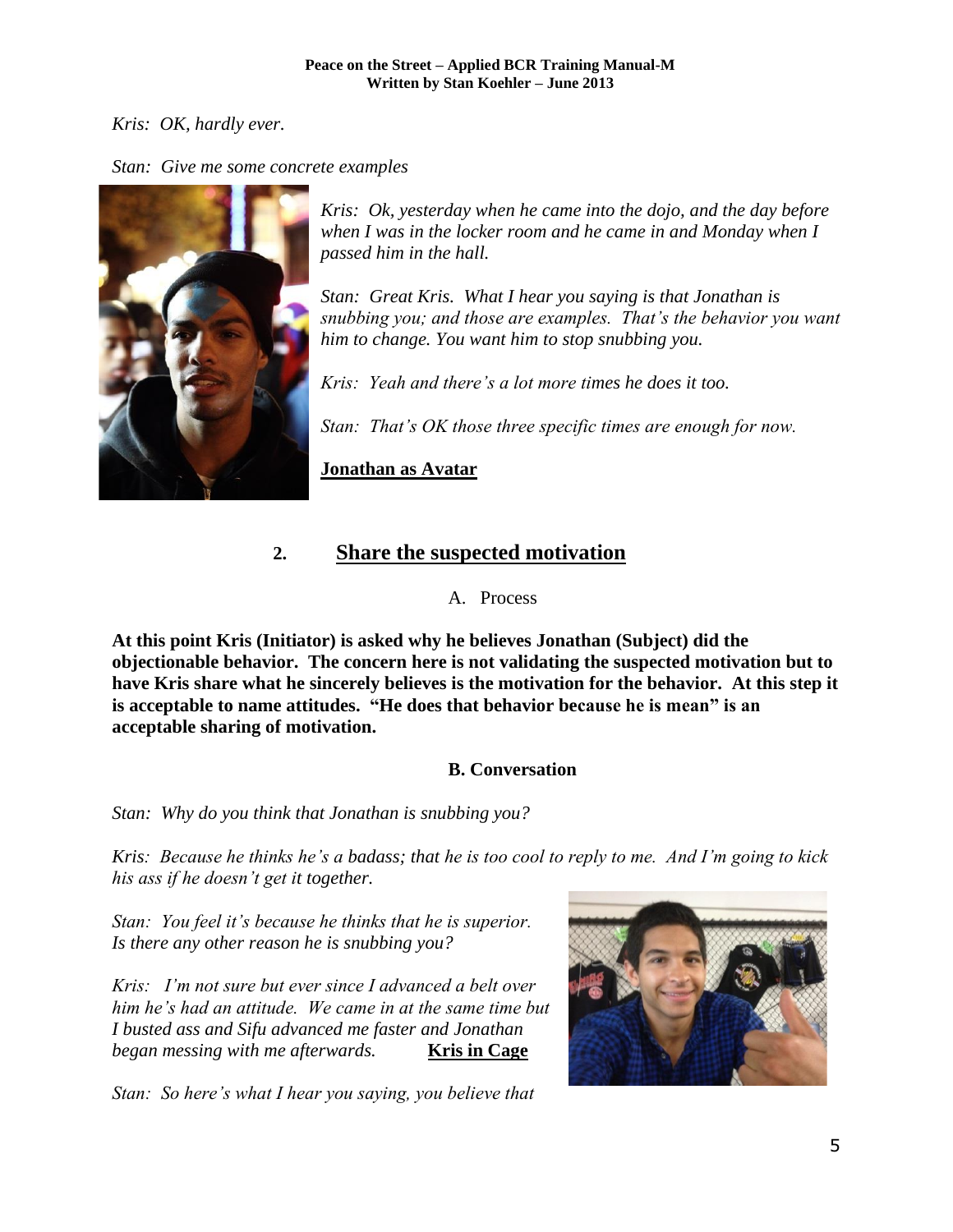*Kris: OK, hardly ever.*

*Stan: Give me some concrete examples*

*Kris: Ok, yesterday when he came into the dojo, and the day before when I was in the locker room and he came in and Monday when I passed him in the hall.*

*Stan: Great Kris. What I hear you saying is that Jonathan is snubbing you; and those are examples. That's the behavior you want him to change. You want him to stop snubbing you.*

*Kris: Yeah and there's a lot more times he does it too.*

*Stan: That's OK those three specific times are enough for now.*

**Jonathan as Avatar**

## 2. Share the suspected motivation

A. Process

**At this point Kris (Initiator) is asked why he believes Jonathan (Subject) did the objectionable behavior. The concern here is not validating the suspected motivation but to have Kris share what he sincerely believes is the motivation for the behavior. At this step it is acceptable to name attitudes. "He does that behavior because he is mean" is an acceptable sharing of motivation.**

**B. Conversation**

*Stan: Why do you think that Jonathan is snubbing you?*

*Kris: Because he thinks he's a badass; that he is too cool to reply to me. And I'm going to kick his ass if he doesn't get it together.*

*Stan: You feel it's because he thinks that he is superior. Is there any other reason he is snubbing you?*

*Kris: I'm not sure but ever since I advanced a belt over him he's had an attitude. We came in at the same time but I busted ass and Sifu advanced me faster and Jonathan began messing with me afterwards.*

**Kris in Cage**

*Stan: So here's what I hear you saying, you believe that*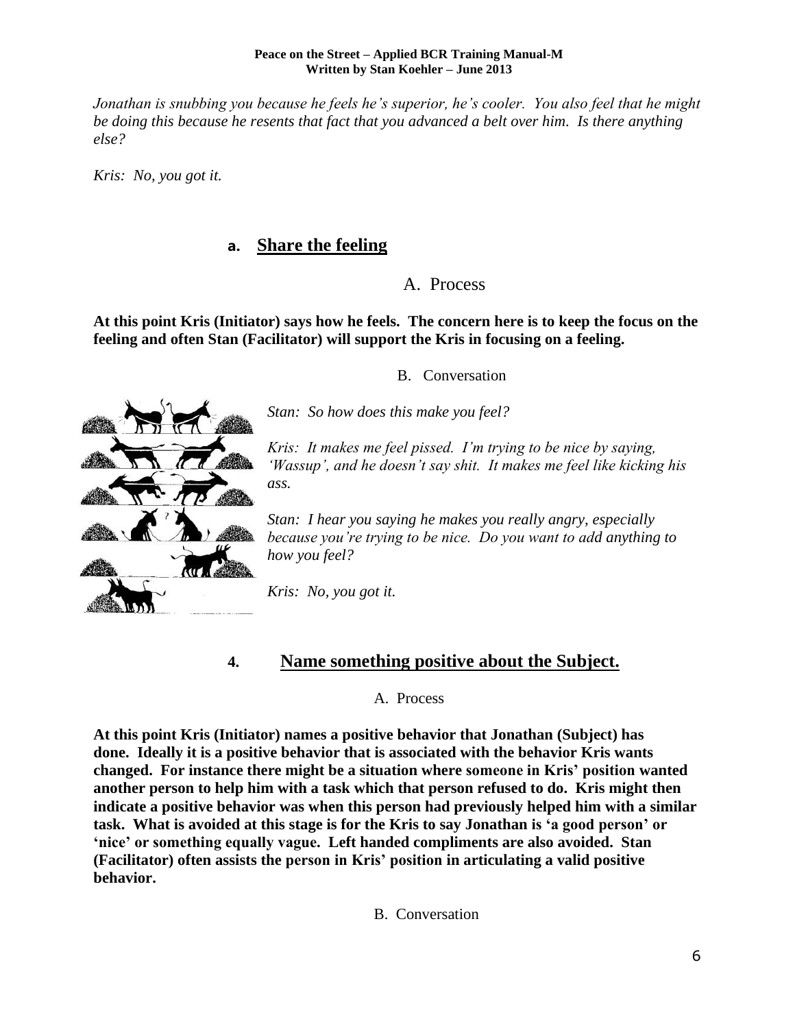*Jonathan is snubbing you because he feels he's superior, he's cooler. You also feel that he might be doing this because he resents that fact that you advanced a belt over him. Is there anything else?*

*Kris: No, you got it.*

## a. Share the feeling

### A. Process

**At this point Kris (Initiator) says how he feels. The concern here is to keep the focus on the feeling and often Stan (Facilitator) will support the Kris in focusing on a feeling.**

### B. Conversation

*Stan: So how does this make you feel?*

*Kris: It makes me feel pissed. I'm trying to be nice by saying, 'Wassup', and he doesn't say shit. It makes me feel like kicking his ass.*

*Stan: I hear you saying he makes you really angry, especially because you're trying to be nice. Do you want to add anything to how you feel?*

*Kris: No, you got it.*

## 4. Name something positive about the Subject.

### A. Process

**At this point Kris (Initiator) names a positive behavior that Jonathan (Subject) has done. Ideally it is a positive behavior that is associated with the behavior Kris wants changed. For instance there might be a situation where someone in Kris' position wanted another person to help him with a task which that person refused to do. Kris might then indicate a positive behavior was when this person had previously helped him with a similar task. What is avoided at this stage is for the Kris to say Jonathan is 'a good person' or 'nice' or something equally vague. Left handed compliments are also avoided. Stan (Facilitator) often assists the person in Kris' position in articulating a valid positive behavior.**

### B. Conversation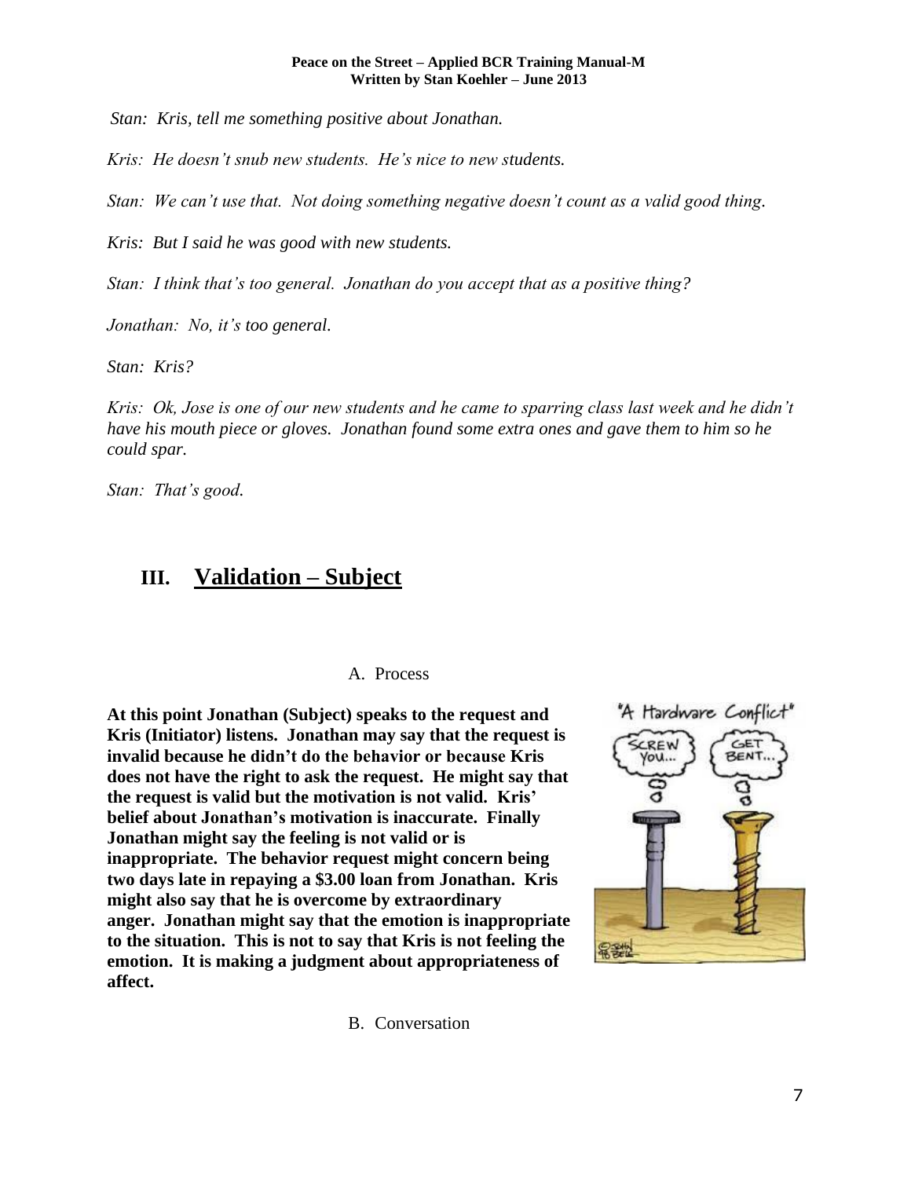*Stan: Kris, tell me something positive about Jonathan.*

*Kris: He doesn't snub new students. He's nice to new students.*

*Stan: We can't use that. Not doing something negative doesn't count as a valid good thing.*

*Kris: But I said he was good with new students.*

*Stan: I think that's too general. Jonathan do you accept that as a positive thing?*

*Jonathan: No, it's too general.*

*Stan: Kris?*

*Kris: Ok, Jose is one of our new students and he came to sparring class last week and he didn't have his mouth piece or gloves. Jonathan found some extra ones and gave them to him so he could spar.*

*Stan: That's good.*

## III. Validation – Subject

### A. Process

**At this point Jonathan (Subject) speaks to the request and Kris (Initiator) listens. Jonathan may say that the request is invalid because he didn't do the behavior or because Kris does not have the right to ask the request. He might say that the request is valid but the motivation is not valid. Kris' belief about Jonathan's motivation is inaccurate. Finally Jonathan might say the feeling is not valid or is inappropriate. The behavior request might concern being two days late in repaying a $3.00 loan from Jonathan. Kris might also say that he is overcome by extraordinary anger. Jonathan might say that the emotion is inappropriate to the situation. This is not to say that Kris is not feeling the emotion. It is making a judgment about appropriateness of affect.**

### B. Conversation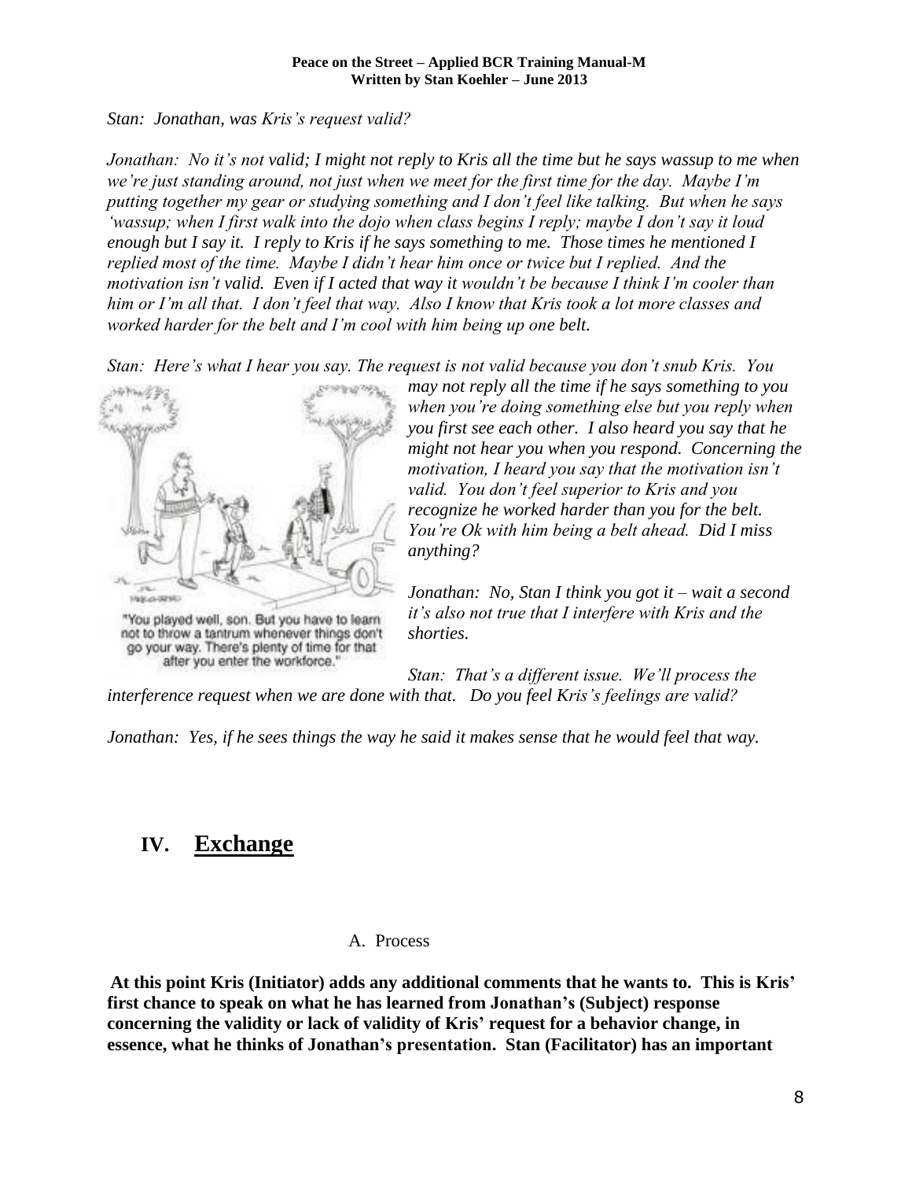*Stan: Jonathan, was Kris's request valid?*

*Jonathan: No it's not valid; I might not reply to Kris all the time but he says wassup to me when we're just standing around, not just when we meet for the first time for the day. Maybe I'm putting together my gear or studying something and I don't feel like talking. But when he says 'wassup; when I first walk into the dojo when class begins I reply; maybe I don't say it loud enough but I say it. I reply to Kris if he says something to me. Those times he mentioned I replied most of the time. Maybe I didn't hear him once or twice but I replied. And the motivation isn't valid. Even if I acted that way it wouldn't be because I think I'm cooler than him or I'm all that. I don't feel that way. Also I know that Kris took a lot more classes and worked harder for the belt and I'm cool with him being up one belt.*

*Stan: Here's what I hear you say. The request is not valid because you don't snub Kris. You may not reply all the time if he says something to you when you're doing something else but you reply when you first see each other. I also heard you say that he might not hear you when you respond. Concerning the motivation, I heard you say that the motivation isn't valid. You don't feel superior to Kris and you recognize he worked harder than you for the belt. You're Ok with him being a belt ahead. Did I miss anything?*

"You played well, son. But you have to learn not to throw a tantrum whenever things don't go your way. There's plenty of time for that after you enter the workforce."

*Jonathan: No, Stan I think you got it – wait a second it's also not true that I interfere with Kris and the shorties.*

*Stan: That's a different issue. We'll process the interference request when we are done with that. Do you feel Kris's feelings are valid?*

*Jonathan: Yes, if he sees things the way he said it makes sense that he would feel that way.*

## IV. Exchange

### A. Process

**At this point Kris (Initiator) adds any additional comments that he wants to. This is Kris' first chance to speak on what he has learned from Jonathan's (Subject) response concerning the validity or lack of validity of Kris' request for a behavior change, in essence, what he thinks of Jonathan's presentation. Stan (Facilitator) has an important**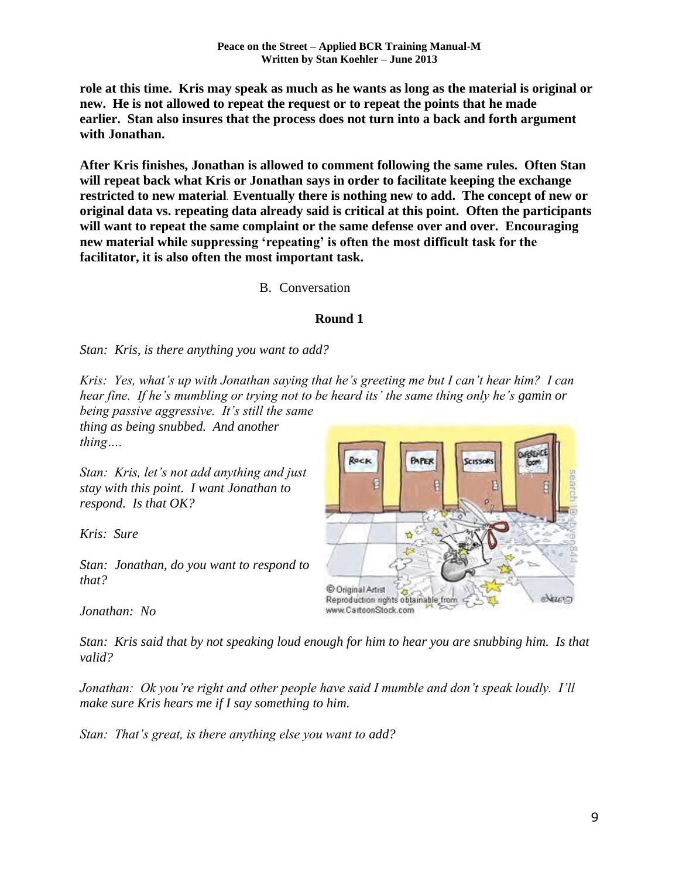**role at this time. Kris may speak as much as he wants as long as the material is original or new. He is not allowed to repeat the request or to repeat the points that he made earlier. Stan also insures that the process does not turn into a back and forth argument with Jonathan.**

**After Kris finishes, Jonathan is allowed to comment following the same rules. Often Stan will repeat back what Kris or Jonathan says in order to facilitate keeping the exchange restricted to new material. Eventually there is nothing new to add. The concept of new or original data vs. repeating data already said is critical at this point. Often the participants will want to repeat the same complaint or the same defense over and over. Encouraging new material while suppressing 'repeating' is often the most difficult task for the facilitator, it is also often the most important task.**

B. Conversation

**Round 1**

*Stan: Kris, is there anything you want to add?*

*Kris: Yes, what's up with Jonathan saying that he's greeting me but I can't hear him? I can hear fine. If he's mumbling or trying not to be heard its' the same thing only he's gamin or being passive aggressive. It's still the same thing as being snubbed. And another thing….*

*Stan: Kris, let's not add anything and just stay with this point. I want Jonathan to respond. Is that OK?*

*Kris: Sure*

*Stan: Jonathan, do you want to respond to that?*

*Jonathan: No*

*Stan: Kris said that by not speaking loud enough for him to hear you are snubbing him. Is that valid?*

*Jonathan: Ok you're right and other people have said I mumble and don't speak loudly. I'll make sure Kris hears me if I say something to him.*

*Stan: That's great, is there anything else you want to add?*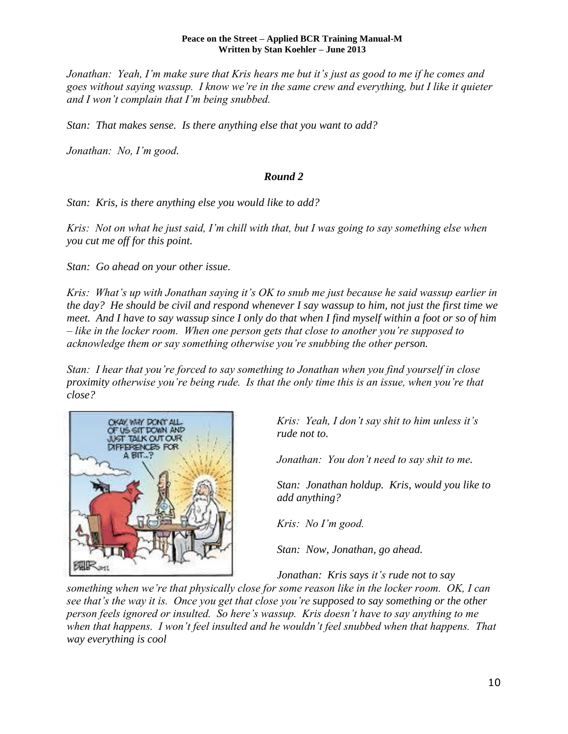*Jonathan: Yeah, I'm make sure that Kris hears me but it's just as good to me if he comes and goes without saying wassup. I know we're in the same crew and everything, but I like it quieter and I won't complain that I'm being snubbed.*

*Stan: That makes sense. Is there anything else that you want to add?*

*Jonathan: No, I'm good.*

## ***Round 2***

*Stan: Kris, is there anything else you would like to add?*

*Kris: Not on what he just said, I'm chill with that, but I was going to say something else when you cut me off for this point.*

*Stan: Go ahead on your other issue.*

*Kris: What's up with Jonathan saying it's OK to snub me just because he said wassup earlier in the day? He should be civil and respond whenever I say wassup to him, not just the first time we meet. And I have to say wassup since I only do that when I find myself within a foot or so of him – like in the locker room. When one person gets that close to another you're supposed to acknowledge them or say something otherwise you're snubbing the other person.*

*Stan: I hear that you're forced to say something to Jonathan when you find yourself in close proximity otherwise you're being rude. Is that the only time this is an issue, when you're that close?*

*Kris: Yeah, I don't say shit to him unless it's rude not to.*

*Jonathan: You don't need to say shit to me.*

*Stan: Jonathan holdup. Kris, would you like to add anything?*

*Kris: No I'm good.*

*Stan: Now, Jonathan, go ahead.*

*Jonathan: Kris says it's rude not to say something when we're that physically close for some reason like in the locker room. OK, I can see that's the way it is. Once you get that close you're supposed to say something or the other person feels ignored or insulted. So here's wassup. Kris doesn't have to say anything to me when that happens. I won't feel insulted and he wouldn't feel snubbed when that happens. That way everything is cool*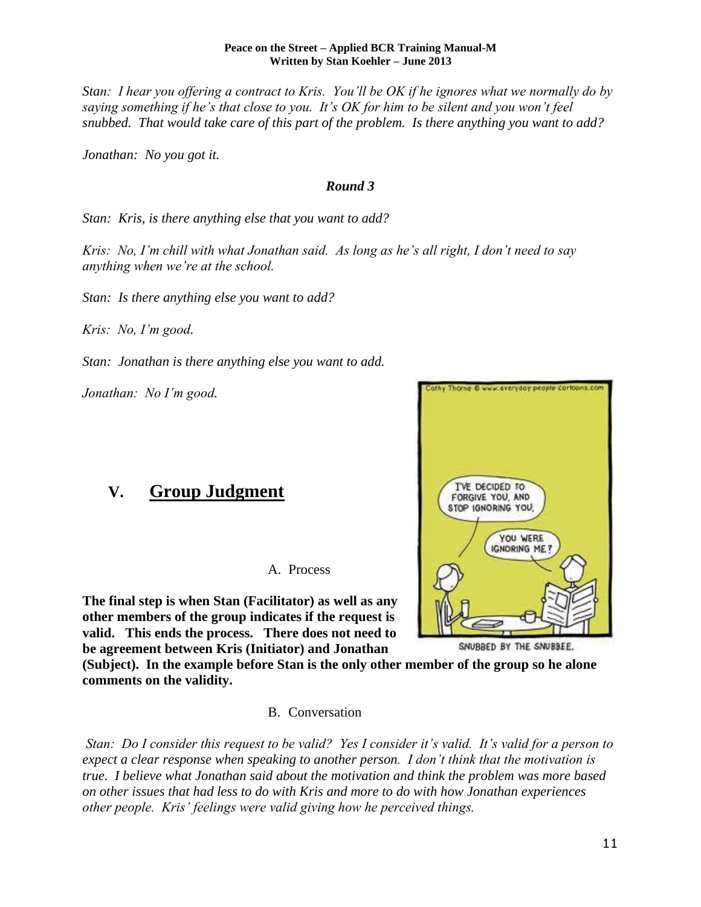*Stan: I hear you offering a contract to Kris. You'll be OK if he ignores what we normally do by saying something if he's that close to you. It's OK for him to be silent and you won't feel snubbed. That would take care of this part of the problem. Is there anything you want to add?*

*Jonathan: No you got it.*

***Round 3***

*Stan: Kris, is there anything else that you want to add?*

*Kris: No, I'm chill with what Jonathan said. As long as he's all right, I don't need to say anything when we're at the school.*

*Stan: Is there anything else you want to add?*

*Kris: No, I'm good.*

*Stan: Jonathan is there anything else you want to add.*

*Jonathan: No I'm good.*

# V. <u>Group Judgment</u>

A. Process

**The final step is when Stan (Facilitator) as well as any other members of the group indicates if the request is valid. This ends the process. There does not need to be agreement between Kris (Initiator) and Jonathan (Subject). In the example before Stan is the only other member of the group so he alone comments on the validity.**

B. Conversation

*Stan: Do I consider this request to be valid? Yes I consider it's valid. It's valid for a person to expect a clear response when speaking to another person. I don't think that the motivation is true. I believe what Jonathan said about the motivation and think the problem was more based on other issues that had less to do with Kris and more to do with how Jonathan experiences other people. Kris' feelings were valid giving how he perceived things.*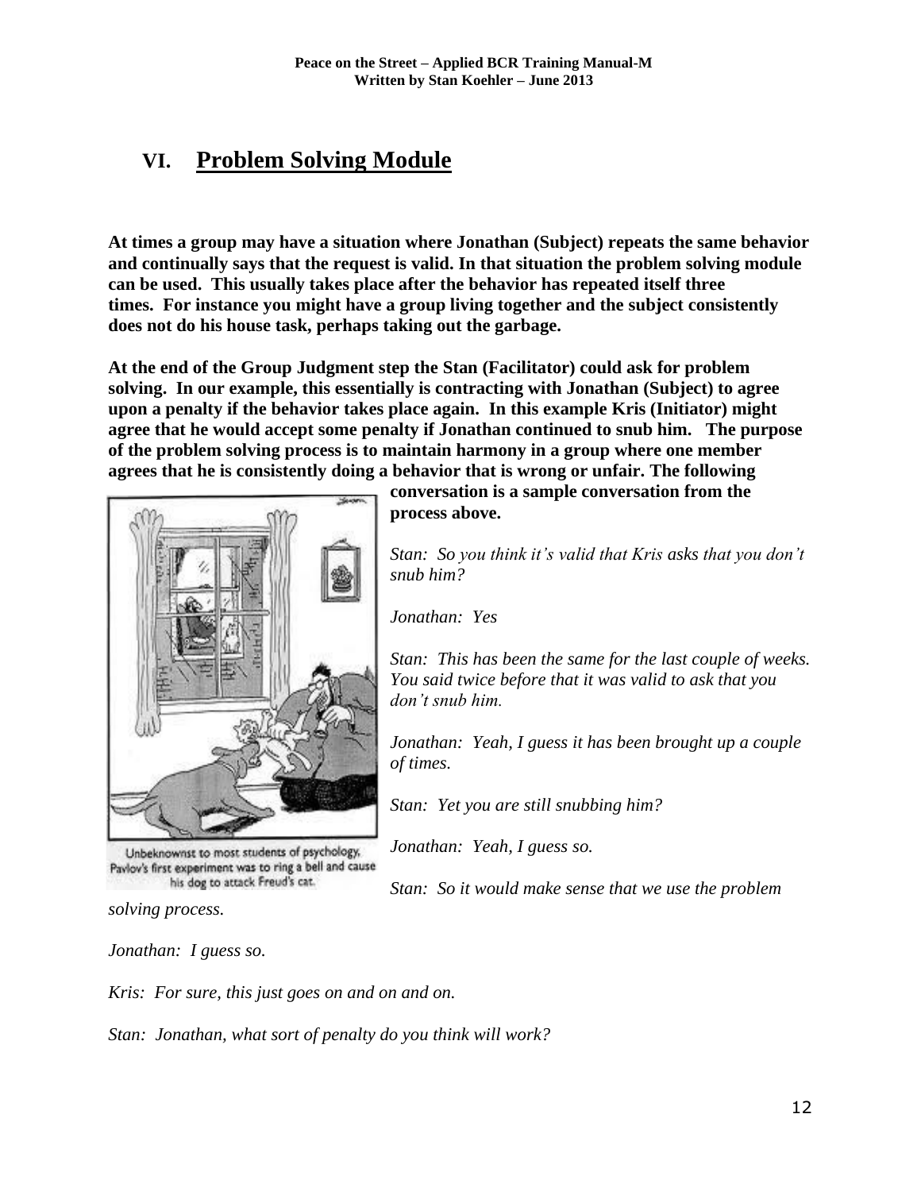## VI. Problem Solving Module

**At times a group may have a situation where Jonathan (Subject) repeats the same behavior and continually says that the request is valid. In that situation the problem solving module can be used. This usually takes place after the behavior has repeated itself three times. For instance you might have a group living together and the subject consistently does not do his house task, perhaps taking out the garbage.**

**At the end of the Group Judgment step the Stan (Facilitator) could ask for problem solving. In our example, this essentially is contracting with Jonathan (Subject) to agree upon a penalty if the behavior takes place again. In this example Kris (Initiator) might agree that he would accept some penalty if Jonathan continued to snub him. The purpose of the problem solving process is to maintain harmony in a group where one member agrees that he is consistently doing a behavior that is wrong or unfair. The following conversation is a sample conversation from the process above.**

Unbeknownst to most students of psychology, Pavlov's first experiment was to ring a bell and cause his dog to attack Freud's cat.

*Stan: So you think it's valid that Kris asks that you don't snub him?*

*Jonathan: Yes*

*Stan: This has been the same for the last couple of weeks. You said twice before that it was valid to ask that you don't snub him.*

*Jonathan: Yeah, I guess it has been brought up a couple of times.*

*Stan: Yet you are still snubbing him?*

*Jonathan: Yeah, I guess so.*

*Stan: So it would make sense that we use the problem solving process.*

*Jonathan: I guess so.*

*Kris: For sure, this just goes on and on and on.*

*Stan: Jonathan, what sort of penalty do you think will work?*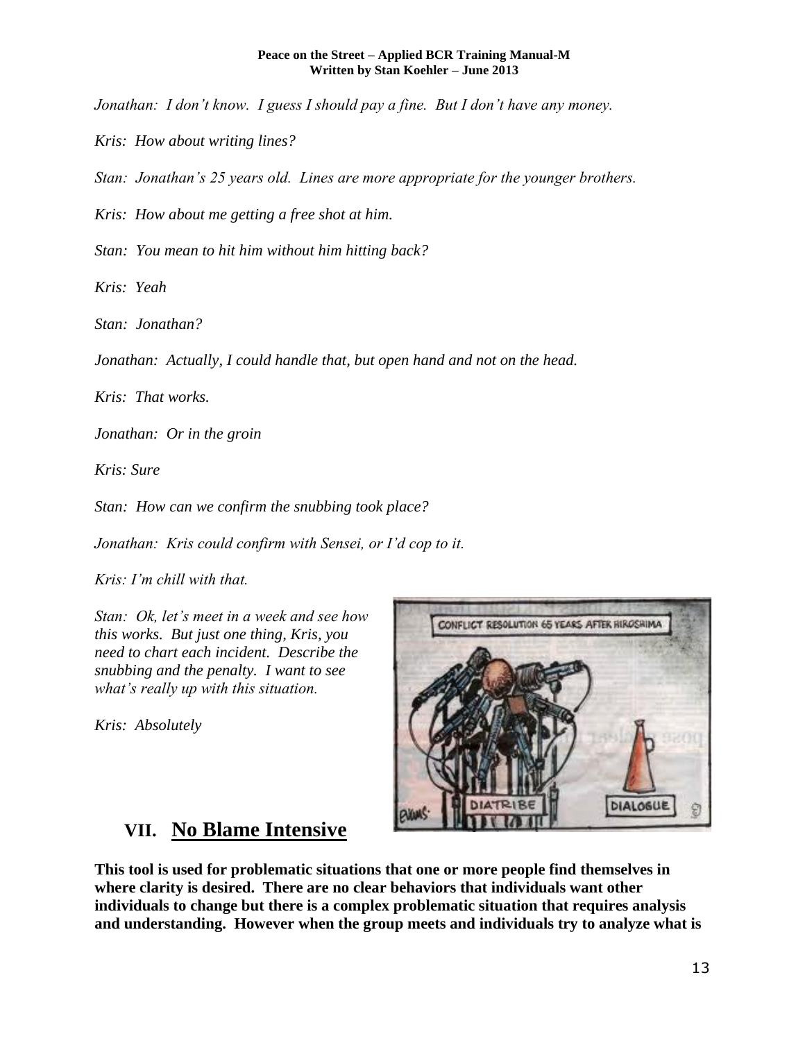*Jonathan: I don't know. I guess I should pay a fine. But I don't have any money.*

*Kris: How about writing lines?*

*Stan: Jonathan's 25 years old. Lines are more appropriate for the younger brothers.*

*Kris: How about me getting a free shot at him.*

*Stan: You mean to hit him without him hitting back?*

*Kris: Yeah*

*Stan: Jonathan?*

*Jonathan: Actually, I could handle that, but open hand and not on the head.*

*Kris: That works.*

*Jonathan: Or in the groin*

*Kris: Sure*

*Stan: How can we confirm the snubbing took place?*

*Jonathan: Kris could confirm with Sensei, or I'd cop to it.*

*Kris: I'm chill with that.*

*Stan: Ok, let's meet in a week and see how this works. But just one thing, Kris, you need to chart each incident. Describe the snubbing and the penalty. I want to see what's really up with this situation.*

*Kris: Absolutely*

## VII. No Blame Intensive

**This tool is used for problematic situations that one or more people find themselves in where clarity is desired. There are no clear behaviors that individuals want other individuals to change but there is a complex problematic situation that requires analysis and understanding. However when the group meets and individuals try to analyze what is**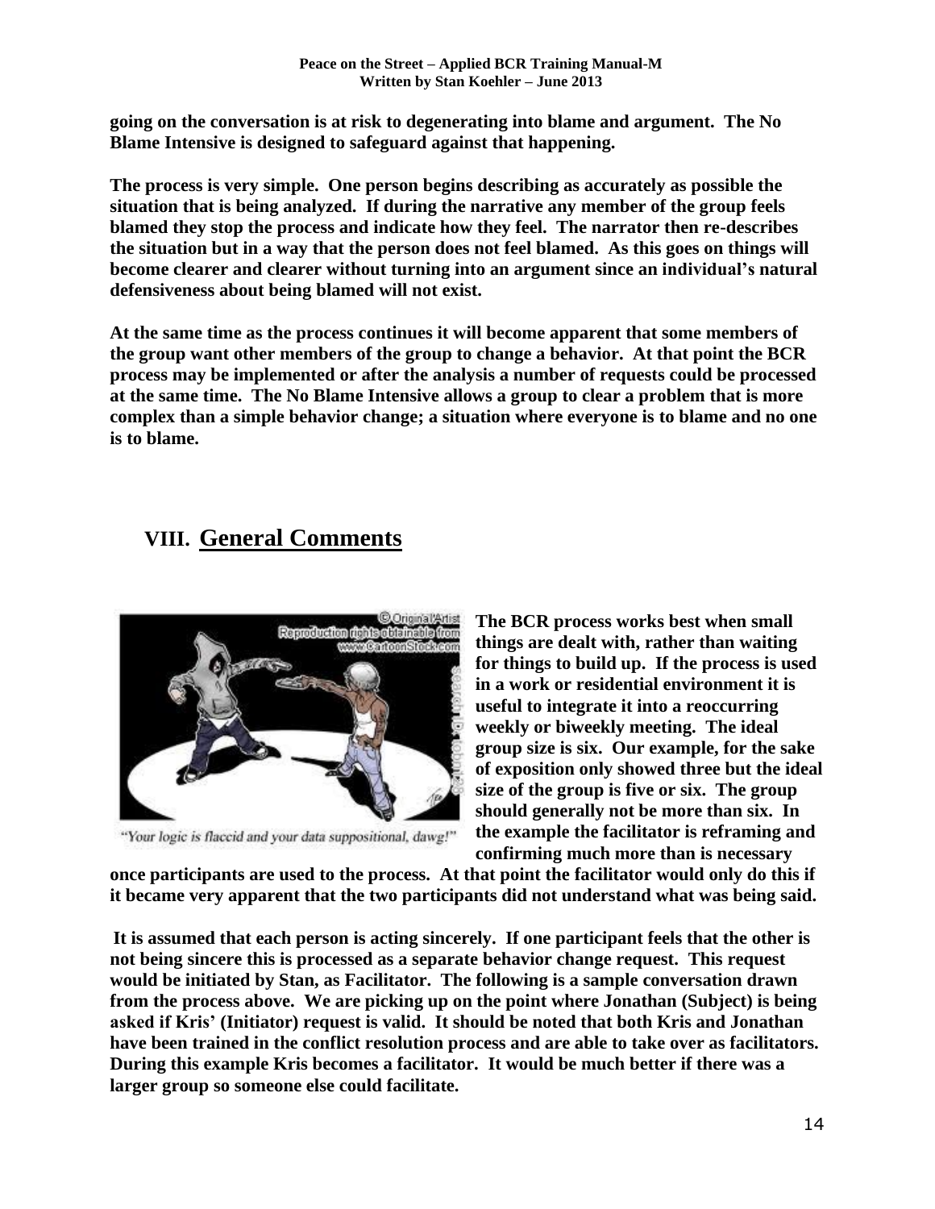**going on the conversation is at risk to degenerating into blame and argument. The No Blame Intensive is designed to safeguard against that happening.**

**The process is very simple. One person begins describing as accurately as possible the situation that is being analyzed. If during the narrative any member of the group feels blamed they stop the process and indicate how they feel. The narrator then re-describes the situation but in a way that the person does not feel blamed. As this goes on things will become clearer and clearer without turning into an argument since an individual's natural defensiveness about being blamed will not exist.**

**At the same time as the process continues it will become apparent that some members of the group want other members of the group to change a behavior. At that point the BCR process may be implemented or after the analysis a number of requests could be processed at the same time. The No Blame Intensive allows a group to clear a problem that is more complex than a simple behavior change; a situation where everyone is to blame and no one is to blame.**

## VIII. General Comments

"Your logic is flaccid and your data suppositional, dawg!"

**The BCR process works best when small things are dealt with, rather than waiting for things to build up. If the process is used in a work or residential environment it is useful to integrate it into a reoccurring weekly or biweekly meeting. The ideal group size is six. Our example, for the sake of exposition only showed three but the ideal size of the group is five or six. The group should generally not be more than six. In the example the facilitator is reframing and confirming much more than is necessary once participants are used to the process. At that point the facilitator would only do this if it became very apparent that the two participants did not understand what was being said.**

**It is assumed that each person is acting sincerely. If one participant feels that the other is not being sincere this is processed as a separate behavior change request. This request would be initiated by Stan, as Facilitator. The following is a sample conversation drawn from the process above. We are picking up on the point where Jonathan (Subject) is being asked if Kris' (Initiator) request is valid. It should be noted that both Kris and Jonathan have been trained in the conflict resolution process and are able to take over as facilitators. During this example Kris becomes a facilitator. It would be much better if there was a larger group so someone else could facilitate.**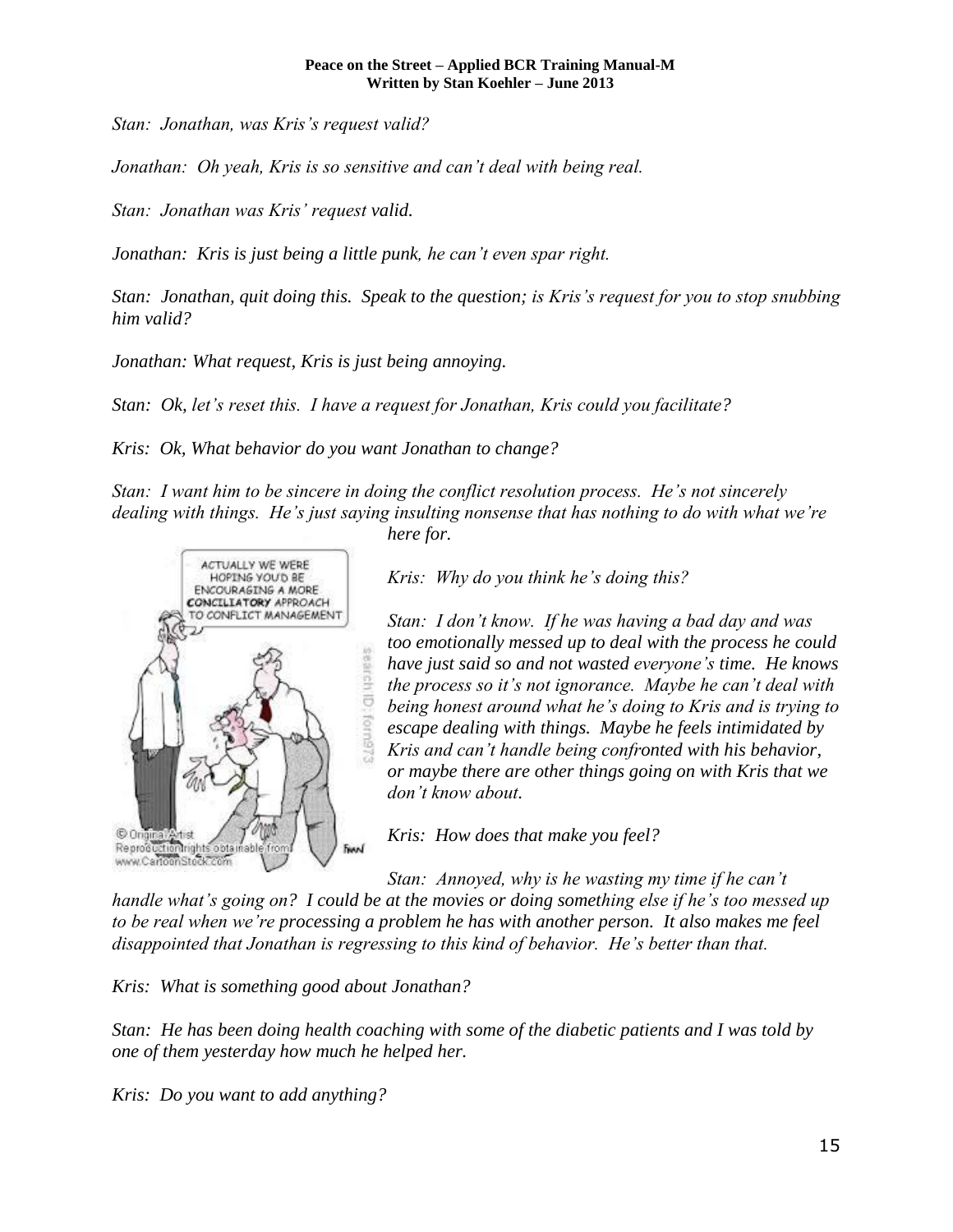*Stan: Jonathan, was Kris's request valid?*

*Jonathan: Oh yeah, Kris is so sensitive and can't deal with being real.*

*Stan: Jonathan was Kris' request valid.*

*Jonathan: Kris is just being a little punk, he can't even spar right.*

*Stan: Jonathan, quit doing this. Speak to the question; is Kris's request for you to stop snubbing him valid?*

*Jonathan: What request, Kris is just being annoying.*

*Stan: Ok, let's reset this. I have a request for Jonathan, Kris could you facilitate?*

*Kris: Ok, What behavior do you want Jonathan to change?*

*Stan: I want him to be sincere in doing the conflict resolution process. He's not sincerely dealing with things. He's just saying insulting nonsense that has nothing to do with what we're here for.*

*Kris: Why do you think he's doing this?*

*Stan: I don't know. If he was having a bad day and was too emotionally messed up to deal with the process he could have just said so and not wasted everyone's time. He knows the process so it's not ignorance. Maybe he can't deal with being honest around what he's doing to Kris and is trying to escape dealing with things. Maybe he feels intimidated by Kris and can't handle being confronted with his behavior, or maybe there are other things going on with Kris that we don't know about.*

*Kris: How does that make you feel?*

*Stan: Annoyed, why is he wasting my time if he can't handle what's going on? I could be at the movies or doing something else if he's too messed up to be real when we're processing a problem he has with another person. It also makes me feel disappointed that Jonathan is regressing to this kind of behavior. He's better than that.*

*Kris: What is something good about Jonathan?*

*Stan: He has been doing health coaching with some of the diabetic patients and I was told by one of them yesterday how much he helped her.*

*Kris: Do you want to add anything?*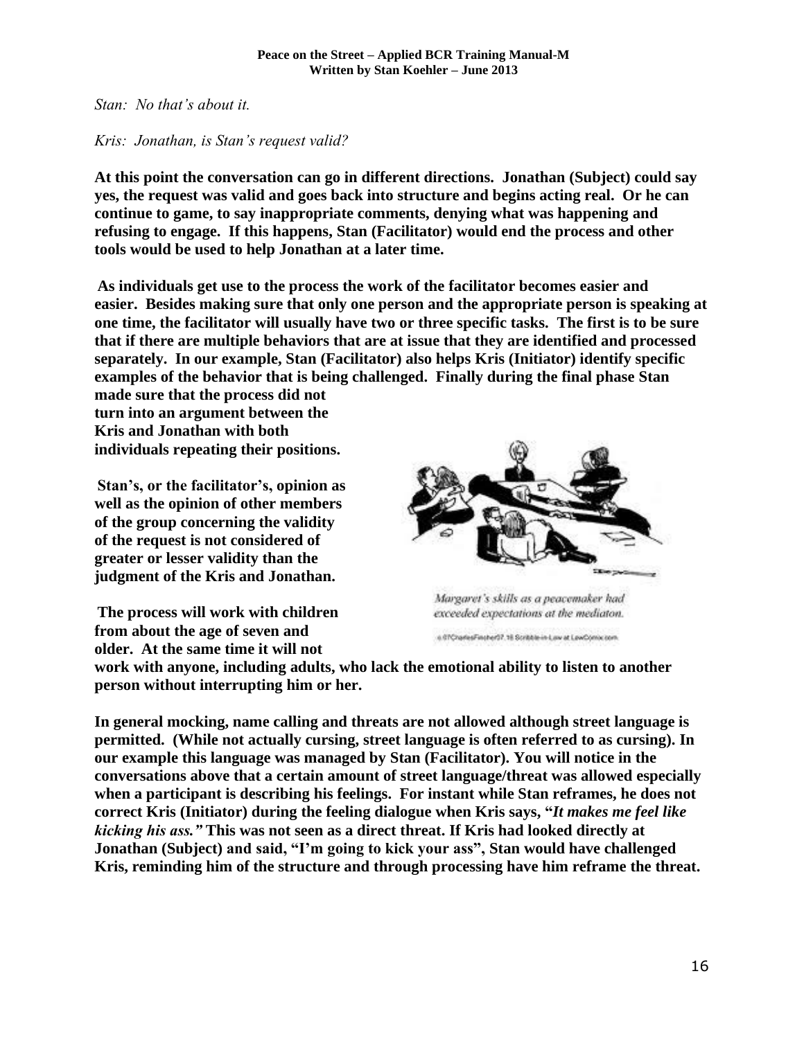*Stan: No that's about it.*

*Kris: Jonathan, is Stan's request valid?*

**At this point the conversation can go in different directions. Jonathan (Subject) could say yes, the request was valid and goes back into structure and begins acting real. Or he can continue to game, to say inappropriate comments, denying what was happening and refusing to engage. If this happens, Stan (Facilitator) would end the process and other tools would be used to help Jonathan at a later time.**

**As individuals get use to the process the work of the facilitator becomes easier and easier. Besides making sure that only one person and the appropriate person is speaking at one time, the facilitator will usually have two or three specific tasks. The first is to be sure that if there are multiple behaviors that are at issue that they are identified and processed separately. In our example, Stan (Facilitator) also helps Kris (Initiator) identify specific examples of the behavior that is being challenged. Finally during the final phase Stan made sure that the process did not turn into an argument between the Kris and Jonathan with both individuals repeating their positions.**

**Stan's, or the facilitator's, opinion as well as the opinion of other members of the group concerning the validity of the request is not considered of greater or lesser validity than the judgment of the Kris and Jonathan.**

*Margaret's skills as a peacemaker had exceeded expectations at the mediaton.*

c.07CharlesFincher07.16 Scribble-in-Law at LawComix.com

**The process will work with children from about the age of seven and older. At the same time it will not work with anyone, including adults, who lack the emotional ability to listen to another person without interrupting him or her.**

**In general mocking, name calling and threats are not allowed although street language is permitted. (While not actually cursing, street language is often referred to as cursing). In our example this language was managed by Stan (Facilitator). You will notice in the conversations above that a certain amount of street language/threat was allowed especially when a participant is describing his feelings. For instant while Stan reframes, he does not correct Kris (Initiator) during the feeling dialogue when Kris says, "*It makes me feel like kicking his ass."* This was not seen as a direct threat. If Kris had looked directly at Jonathan (Subject) and said, "I'm going to kick your ass", Stan would have challenged Kris, reminding him of the structure and through processing have him reframe the threat.**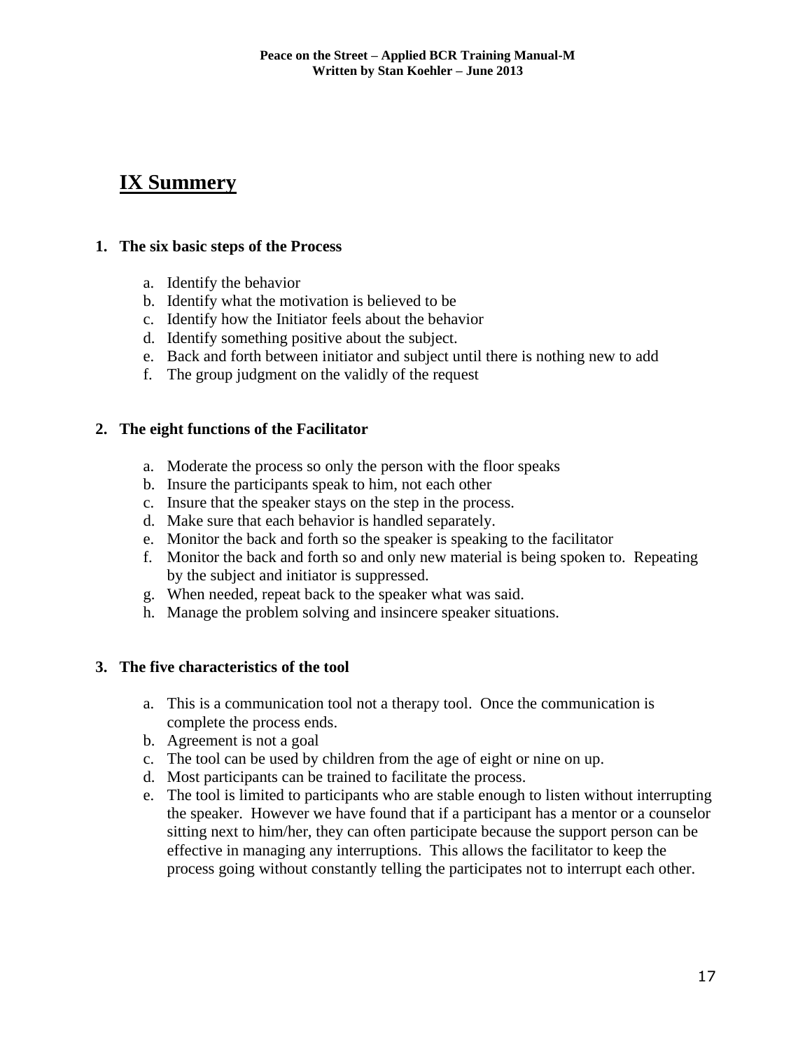# IX Summery

1. **The six basic steps of the Process**

    a. Identify the behavior
    b. Identify what the motivation is believed to be
    c. Identify how the Initiator feels about the behavior
    d. Identify something positive about the subject.
    e. Back and forth between initiator and subject until there is nothing new to add
    f. The group judgment on the validly of the request

2. **The eight functions of the Facilitator**

    a. Moderate the process so only the person with the floor speaks
    b. Insure the participants speak to him, not each other
    c. Insure that the speaker stays on the step in the process.
    d. Make sure that each behavior is handled separately.
    e. Monitor the back and forth so the speaker is speaking to the facilitator
    f. Monitor the back and forth so and only new material is being spoken to. Repeating by the subject and initiator is suppressed.
    g. When needed, repeat back to the speaker what was said.
    h. Manage the problem solving and insincere speaker situations.

3. **The five characteristics of the tool**

    a. This is a communication tool not a therapy tool. Once the communication is complete the process ends.
    b. Agreement is not a goal
    c. The tool can be used by children from the age of eight or nine on up.
    d. Most participants can be trained to facilitate the process.
    e. The tool is limited to participants who are stable enough to listen without interrupting the speaker. However we have found that if a participant has a mentor or a counselor sitting next to him/her, they can often participate because the support person can be effective in managing any interruptions. This allows the facilitator to keep the process going without constantly telling the participates not to interrupt each other.